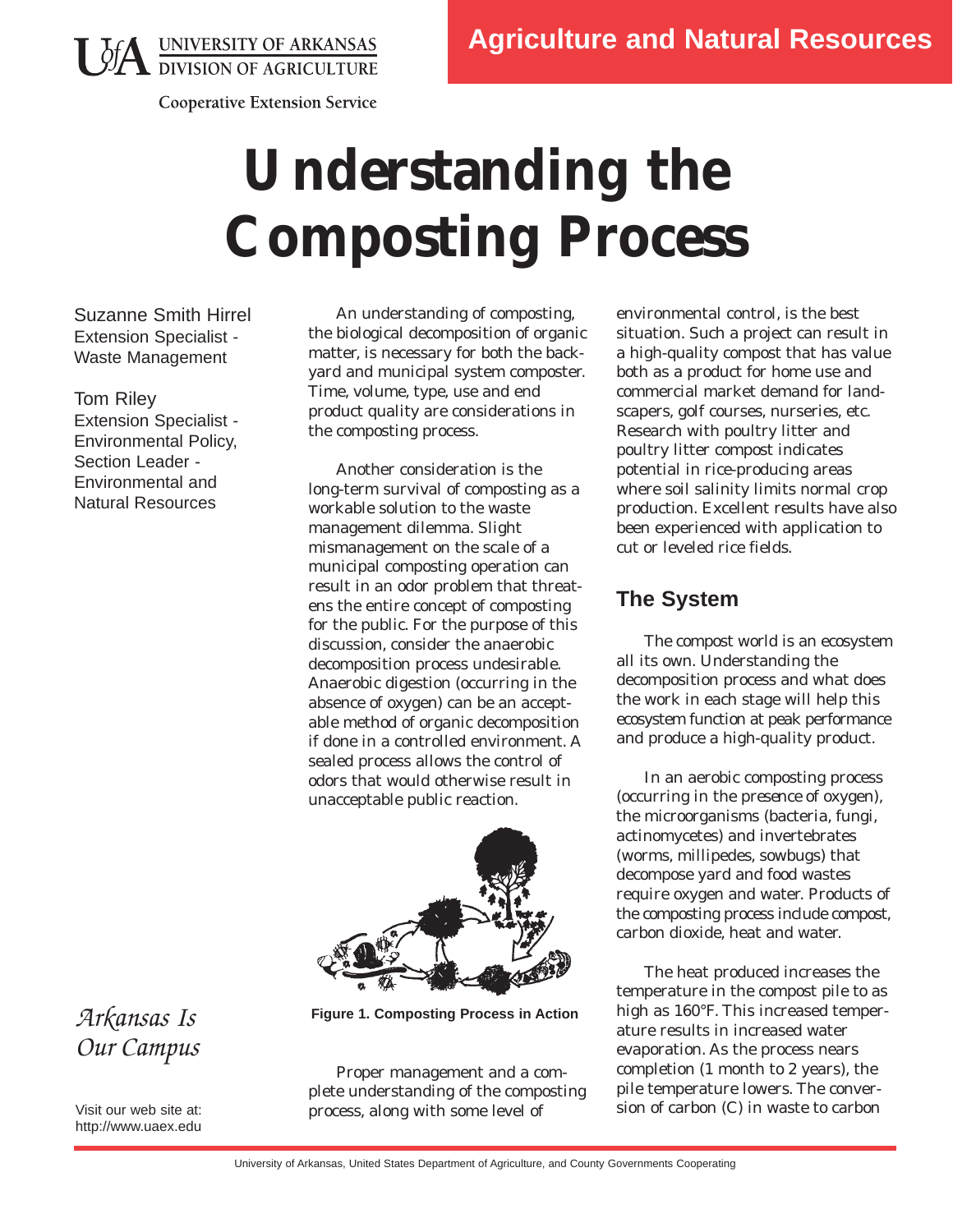UNIVERSITY OF ARKANSAS
DIVISION OF AGRICULTURE

Cooperative Extension Service

Agriculture and Natural Resources

# Understanding the Composting Process

Suzanne Smith Hirrel
Extension Specialist - Waste Management

Tom Riley
Extension Specialist - Environmental Policy, Section Leader - Environmental and Natural Resources

An understanding of composting, the biological decomposition of organic matter, is necessary for both the backyard and municipal system composter. Time, volume, type, use and end product quality are considerations in the composting process.

Another consideration is the long-term survival of composting as a workable solution to the waste management dilemma. Slight mismanagement on the scale of a municipal composting operation can result in an odor problem that threatens the entire concept of composting for the public. For the purpose of this discussion, consider the anaerobic decomposition process undesirable. Anaerobic digestion (occurring in the absence of oxygen) can be an acceptable method of organic decomposition if done in a controlled environment. A sealed process allows the control of odors that would otherwise result in unacceptable public reaction.

**Figure 1. Composting Process in Action**

Proper management and a complete understanding of the composting process, along with some level of environmental control, is the best situation. Such a project can result in a high-quality compost that has value both as a product for home use and commercial market demand for landscapers, golf courses, nurseries, etc. Research with poultry litter and poultry litter compost indicates potential in rice-producing areas where soil salinity limits normal crop production. Excellent results have also been experienced with application to cut or leveled rice fields.

## The System

The compost world is an ecosystem all its own. Understanding the decomposition process and what does the work in each stage will help this ecosystem function at peak performance and produce a high-quality product.

In an aerobic composting process (occurring in the presence of oxygen), the microorganisms (bacteria, fungi, actinomycetes) and invertebrates (worms, millipedes, sowbugs) that decompose yard and food wastes require oxygen and water. Products of the composting process include compost, carbon dioxide, heat and water.

The heat produced increases the temperature in the compost pile to as high as 160°F. This increased temperature results in increased water evaporation. As the process nears completion (1 month to 2 years), the pile temperature lowers. The conversion of carbon (C) in waste to carbon

*Arkansas Is Our Campus*

Visit our web site at:
http://www.uaex.edu

University of Arkansas, United States Department of Agriculture, and County Governments Cooperating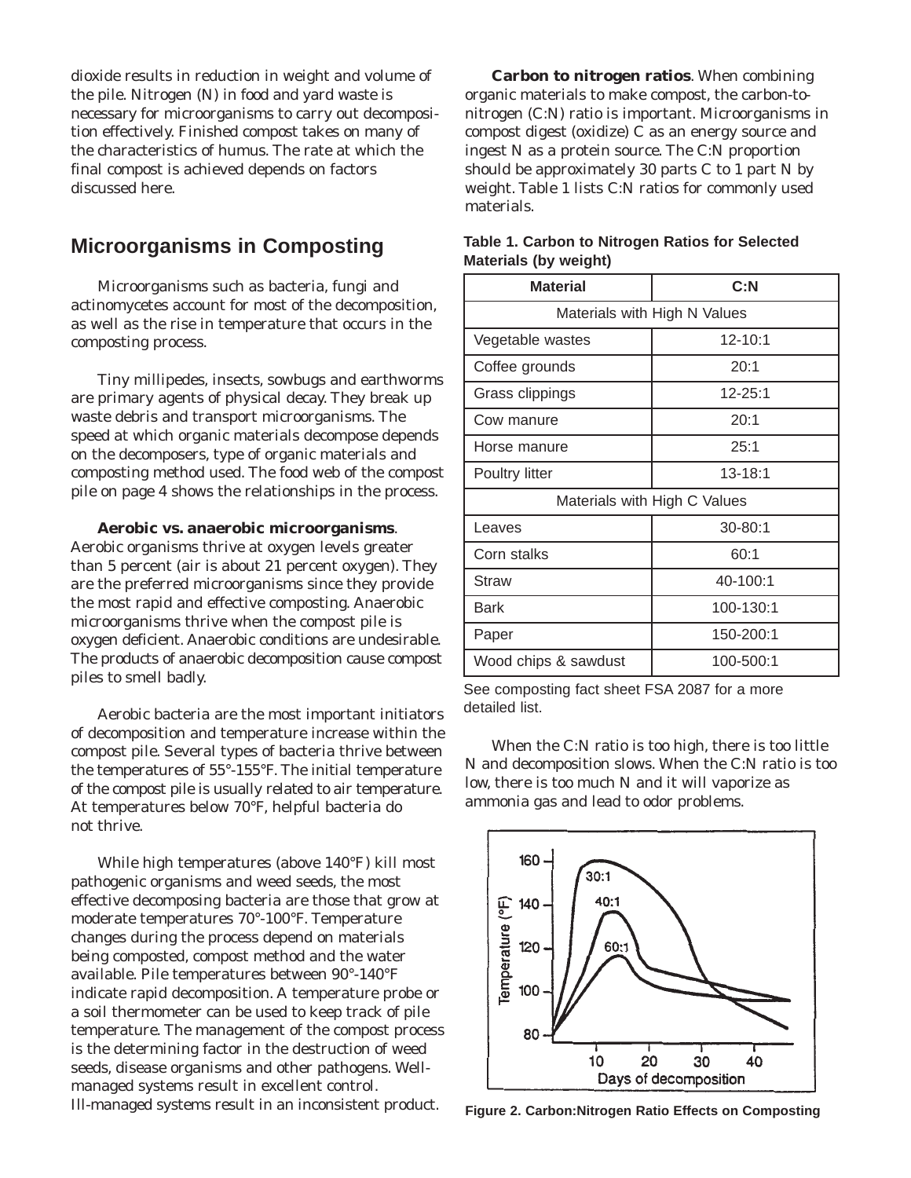dioxide results in reduction in weight and volume of the pile. Nitrogen (N) in food and yard waste is necessary for microorganisms to carry out decomposition effectively. Finished compost takes on many of the characteristics of humus. The rate at which the final compost is achieved depends on factors discussed here.

## Microorganisms in Composting

Microorganisms such as bacteria, fungi and actinomycetes account for most of the decomposition, as well as the rise in temperature that occurs in the composting process.

Tiny millipedes, insects, sowbugs and earthworms are primary agents of physical decay. They break up waste debris and transport microorganisms. The speed at which organic materials decompose depends on the decomposers, type of organic materials and composting method used. The food web of the compost pile on page 4 shows the relationships in the process.

**Aerobic vs. anaerobic microorganisms**. Aerobic organisms thrive at oxygen levels greater than 5 percent (air is about 21 percent oxygen). They are the preferred microorganisms since they provide the most rapid and effective composting. Anaerobic microorganisms thrive when the compost pile is oxygen deficient. Anaerobic conditions are undesirable. The products of anaerobic decomposition cause compost piles to smell badly.

Aerobic bacteria are the most important initiators of decomposition and temperature increase within the compost pile. Several types of bacteria thrive between the temperatures of 55°-155°F. The initial temperature of the compost pile is usually related to air temperature. At temperatures below 70°F, helpful bacteria do not thrive.

While high temperatures (above 140°F) kill most pathogenic organisms and weed seeds, the most effective decomposing bacteria are those that grow at moderate temperatures 70°-100°F. Temperature changes during the process depend on materials being composted, compost method and the water available. Pile temperatures between 90°-140°F indicate rapid decomposition. A temperature probe or a soil thermometer can be used to keep track of pile temperature. The management of the compost process is the determining factor in the destruction of weed seeds, disease organisms and other pathogens. Well-managed systems result in excellent control. Ill-managed systems result in an inconsistent product.

**Carbon to nitrogen ratios**. When combining organic materials to make compost, the carbon-to-nitrogen (C:N) ratio is important. Microorganisms in compost digest (oxidize) C as an energy source and ingest N as a protein source. The C:N proportion should be approximately 30 parts C to 1 part N by weight. Table 1 lists C:N ratios for commonly used materials.

**Table 1. Carbon to Nitrogen Ratios for Selected Materials (by weight)**

| Material | C:N |
|---|---|
| Materials with High N Values | |
| Vegetable wastes | 12-10:1 |
| Coffee grounds | 20:1 |
| Grass clippings | 12-25:1 |
| Cow manure | 20:1 |
| Horse manure | 25:1 |
| Poultry litter | 13-18:1 |
| Materials with High C Values | |
| Leaves | 30-80:1 |
| Corn stalks | 60:1 |
| Straw | 40-100:1 |
| Bark | 100-130:1 |
| Paper | 150-200:1 |
| Wood chips & sawdust | 100-500:1 |

See composting fact sheet FSA 2087 for a more detailed list.

When the C:N ratio is too high, there is too little N and decomposition slows. When the C:N ratio is too low, there is too much N and it will vaporize as ammonia gas and lead to odor problems.

**Figure 2. Carbon:Nitrogen Ratio Effects on Composting**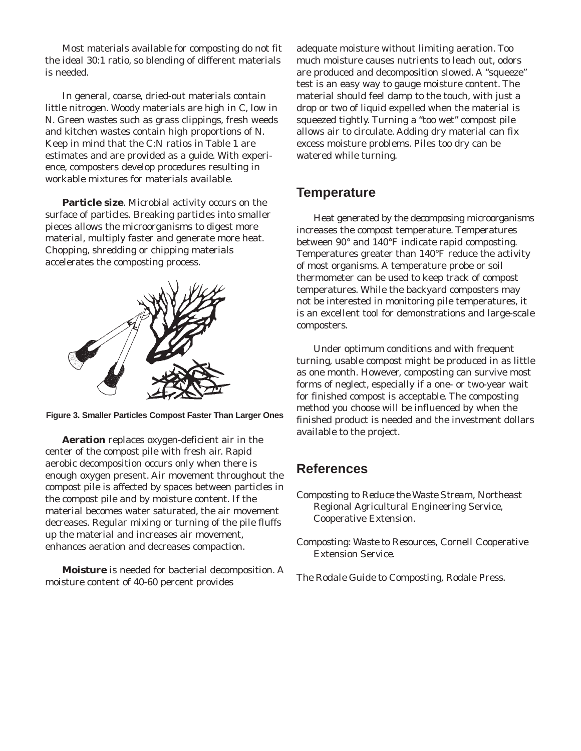Most materials available for composting do not fit the ideal 30:1 ratio, so blending of different materials is needed.

In general, coarse, dried-out materials contain little nitrogen. Woody materials are high in C, low in N. Green wastes such as grass clippings, fresh weeds and kitchen wastes contain high proportions of N. Keep in mind that the C:N ratios in Table 1 are estimates and are provided as a guide. With experience, composters develop procedures resulting in workable mixtures for materials available.

**Particle size**. Microbial activity occurs on the surface of particles. Breaking particles into smaller pieces allows the microorganisms to digest more material, multiply faster and generate more heat. Chopping, shredding or chipping materials accelerates the composting process.

**Figure 3. Smaller Particles Compost Faster Than Larger Ones**

**Aeration** replaces oxygen-deficient air in the center of the compost pile with fresh air. Rapid aerobic decomposition occurs only when there is enough oxygen present. Air movement throughout the compost pile is affected by spaces between particles in the compost pile and by moisture content. If the material becomes water saturated, the air movement decreases. Regular mixing or turning of the pile fluffs up the material and increases air movement, enhances aeration and decreases compaction.

**Moisture** is needed for bacterial decomposition. A moisture content of 40-60 percent provides adequate moisture without limiting aeration. Too much moisture causes nutrients to leach out, odors are produced and decomposition slowed. A "squeeze" test is an easy way to gauge moisture content. The material should feel damp to the touch, with just a drop or two of liquid expelled when the material is squeezed tightly. Turning a "too wet" compost pile allows air to circulate. Adding dry material can fix excess moisture problems. Piles too dry can be watered while turning.

## Temperature

Heat generated by the decomposing microorganisms increases the compost temperature. Temperatures between 90° and 140°F indicate rapid composting. Temperatures greater than 140°F reduce the activity of most organisms. A temperature probe or soil thermometer can be used to keep track of compost temperatures. While the backyard composters may not be interested in monitoring pile temperatures, it is an excellent tool for demonstrations and large-scale composters.

Under optimum conditions and with frequent turning, usable compost might be produced in as little as one month. However, composting can survive most forms of neglect, especially if a one- or two-year wait for finished compost is acceptable. The composting method you choose will be influenced by when the finished product is needed and the investment dollars available to the project.

## References

*Composting to Reduce the Waste Stream*, Northeast Regional Agricultural Engineering Service, Cooperative Extension.

*Composting: Waste to Resources*, Cornell Cooperative Extension Service.

*The Rodale Guide to Composting*, Rodale Press.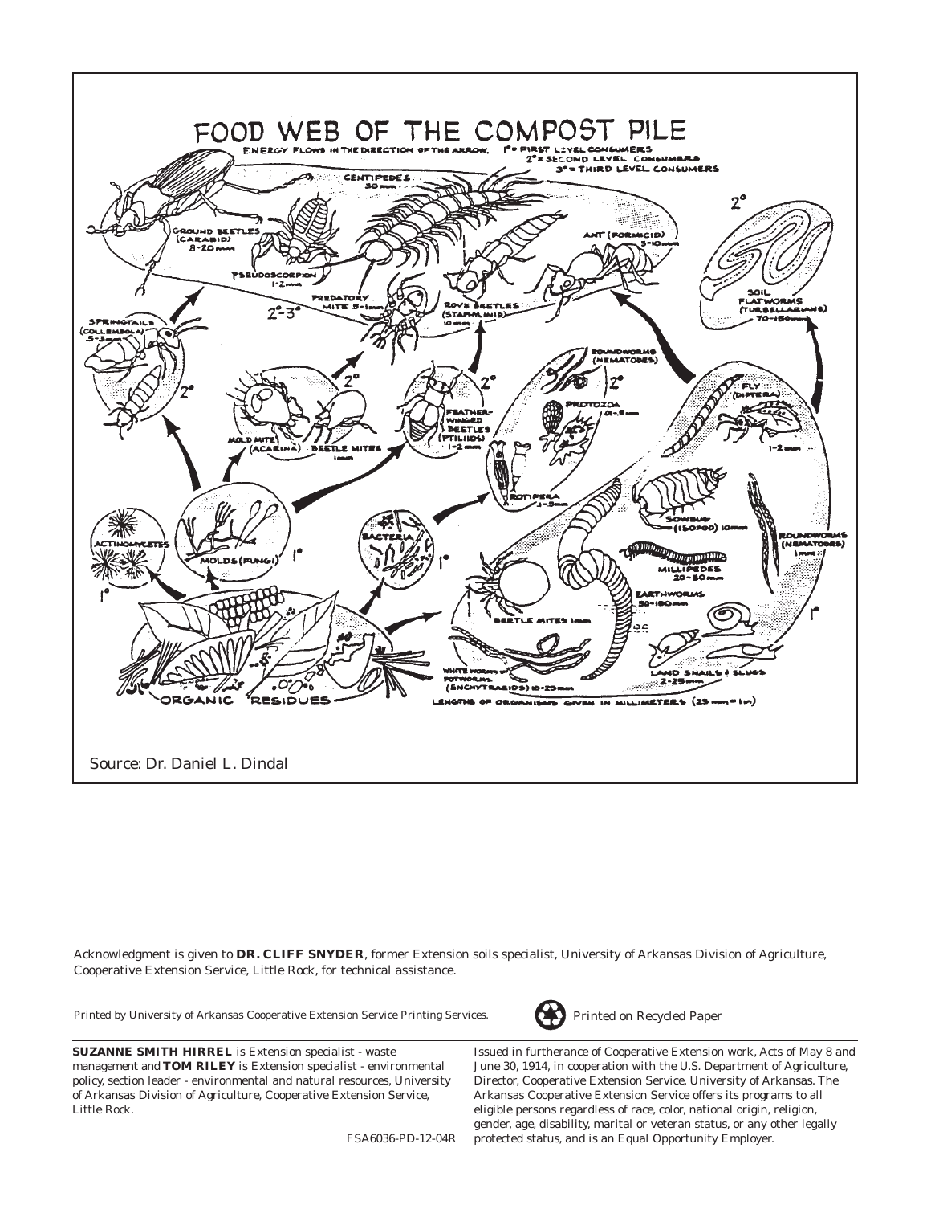FOOD WEB OF THE COMPOST PILE

ENERGY FLOWS IN THE DIRECTION OF THE ARROW. 1° = FIRST LEVEL CONSUMERS
2° = SECOND LEVEL CONSUMERS
3° = THIRD LEVEL CONSUMERS

CENTIPEDES 30 mm

GROUND BEETLES (CARABID) 8-20 mm

PSEUDOSCORPION 1-2 mm

PREDATORY MITE .5-1 mm

ROVE BEETLES (STAPHYLINID) 10 mm

ANT (FORMICID) 5-10 mm

2°-3°

2°

SOIL FLATWORMS (TURBELLARIANS) 70-150 mm

SPRINGTAILS (COLLEMBOLA) .5-3 mm

2°

MOLD MITE (ACARINA)

BEETLE MITES 1 mm

2°

FEATHER-WINGED BEETLES (PTILIIDS) 1-2 mm

2°

ROUNDWORMS (NEMATODES)

2°

PROTOZOA .01-.5 mm

ROTIFERA .1-.5 mm

FLY (DIPTERA) 1-2 mm

ACTINOMYCETES

MOLDS (FUNGI)

1°

BACTERIA

1°

1°

SOWBUG (ISOPOD) 10 mm

ROUNDWORMS (NEMATODES) 1 mm

MILLIPEDES 20-50 mm

EARTHWORMS 50-180 mm

BEETLE MITES 1 mm

LAND SNAILS & SLUGS 2-25 mm

1°

WHITE WORMS OR POTWORMS (ENCHYTRAEIDS) 10-25 mm

ORGANIC RESIDUES

LENGTHS OF ORGANISMS GIVEN IN MILLIMETERS (25 mm = 1 in)

Source: Dr. Daniel L. Dindal

Acknowledgment is given to **DR. CLIFF SNYDER**, former Extension soils specialist, University of Arkansas Division of Agriculture, Cooperative Extension Service, Little Rock, for technical assistance.

Printed by University of Arkansas Cooperative Extension Service Printing Services.

Printed on Recycled Paper

**SUZANNE SMITH HIRREL** is Extension specialist - waste management and **TOM RILEY** is Extension specialist - environmental policy, section leader - environmental and natural resources, University of Arkansas Division of Agriculture, Cooperative Extension Service, Little Rock.

FSA6036-PD-12-04R

Issued in furtherance of Cooperative Extension work, Acts of May 8 and June 30, 1914, in cooperation with the U.S. Department of Agriculture, Director, Cooperative Extension Service, University of Arkansas. The Arkansas Cooperative Extension Service offers its programs to all eligible persons regardless of race, color, national origin, religion, gender, age, disability, marital or veteran status, or any other legally protected status, and is an Equal Opportunity Employer.